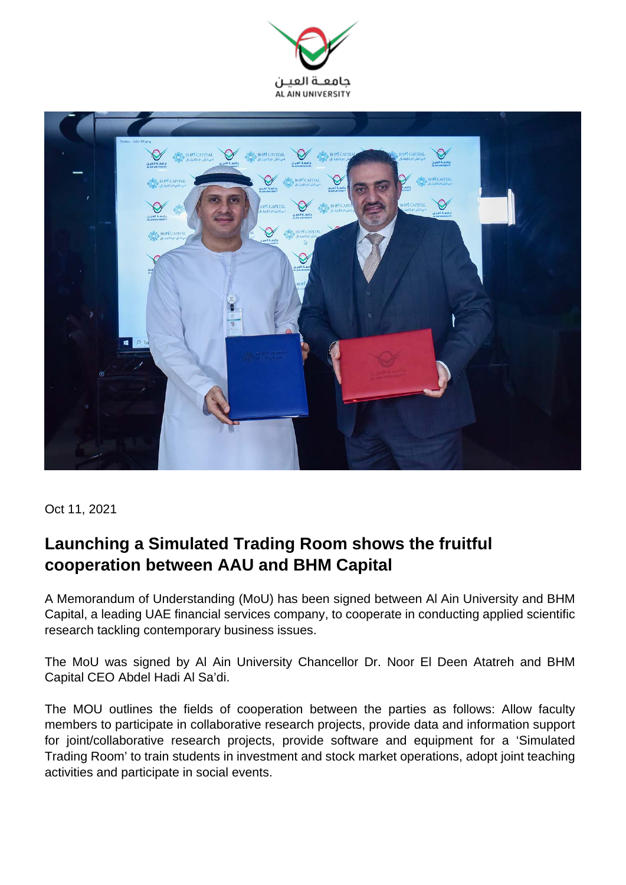Oct 11, 2021

## Launching a Simulated Trading Room shows the fruitful cooperation between AAU and BHM Capital

A Memorandum of Understanding (MoU) has been signed between Al Ain University and BHM Capital, a leading UAE financial services company, to cooperate in conducting applied scientific research tackling contemporary business issues.

The MoU was signed by Al Ain University Chancellor Dr. Noor El Deen Atatreh and BHM Capital CEO Abdel Hadi Al Sa'di.

The MOU outlines the fields of cooperation between the parties as follows: Allow faculty members to participate in collaborative research projects, provide data and information support for joint/collaborative research projects, provide software and equipment for a 'Simulated Trading Room' to train students in investment and stock market operations, adopt joint teaching activities and participate in social events.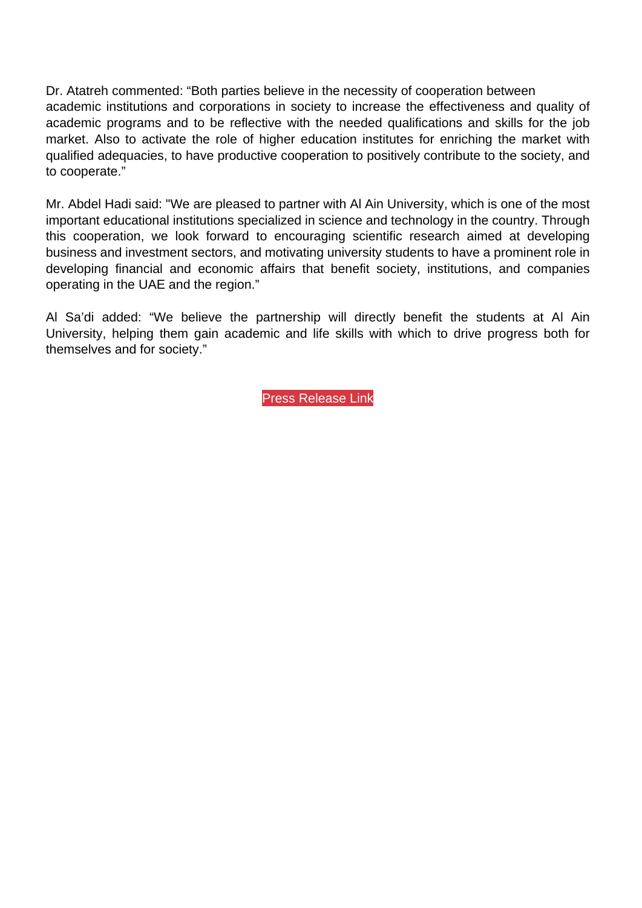Dr. Atatreh commented: “Both parties believe in the necessity of cooperation between academic institutions and corporations in society to increase the effectiveness and quality of academic programs and to be reflective with the needed qualifications and skills for the job market. Also to activate the role of higher education institutes for enriching the market with qualified adequacies, to have productive cooperation to positively contribute to the society, and to cooperate.”

Mr. Abdel Hadi said: "We are pleased to partner with Al Ain University, which is one of the most important educational institutions specialized in science and technology in the country. Through this cooperation, we look forward to encouraging scientific research aimed at developing business and investment sectors, and motivating university students to have a prominent role in developing financial and economic affairs that benefit society, institutions, and companies operating in the UAE and the region.”

Al Sa’di added: “We believe the partnership will directly benefit the students at Al Ain University, helping them gain academic and life skills with which to drive progress both for themselves and for society.”

Press Release Link